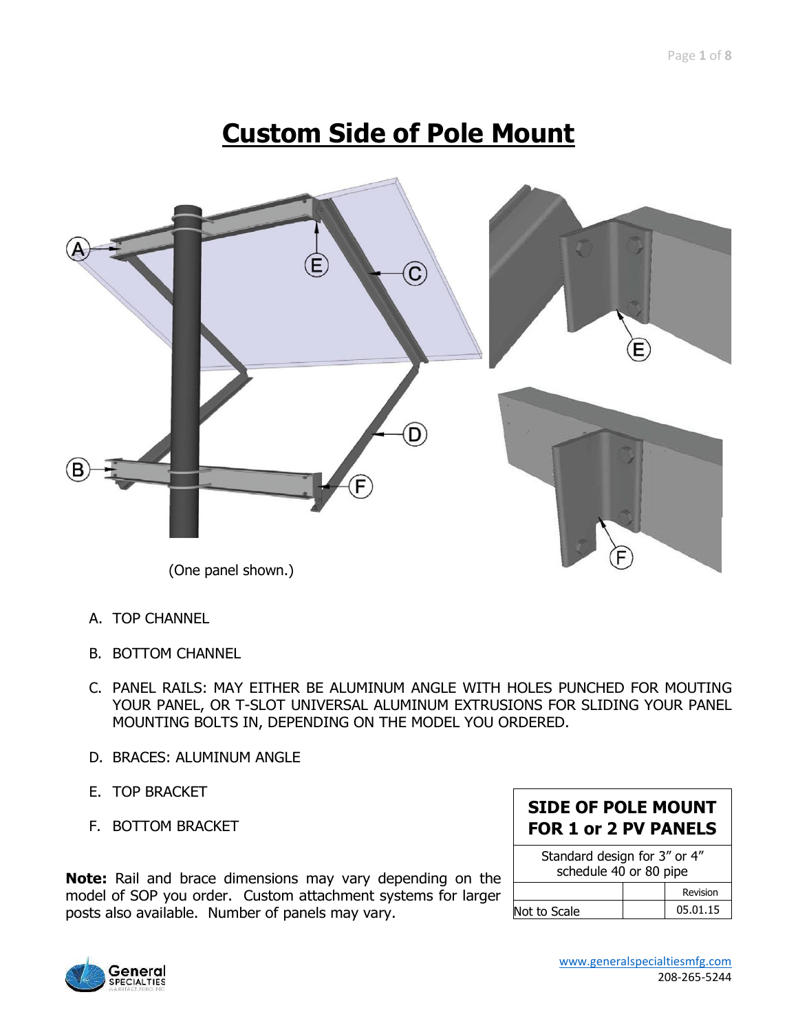# Custom Side of Pole Mount

(One panel shown.)

A. TOP CHANNEL

B. BOTTOM CHANNEL

C. PANEL RAILS: MAY EITHER BE ALUMINUM ANGLE WITH HOLES PUNCHED FOR MOUTING YOUR PANEL, OR T-SLOT UNIVERSAL ALUMINUM EXTRUSIONS FOR SLIDING YOUR PANEL MOUNTING BOLTS IN, DEPENDING ON THE MODEL YOU ORDERED.

D. BRACES: ALUMINUM ANGLE

E. TOP BRACKET

F. BOTTOM BRACKET

**Note:** Rail and brace dimensions may vary depending on the model of SOP you order. Custom attachment systems for larger posts also available. Number of panels may vary.

| **SIDE OF POLE MOUNT FOR 1 or 2 PV PANELS** | | |
|---|---|---|
| Standard design for 3" or 4" schedule 40 or 80 pipe | | |
| | | Revision |
| Not to Scale | | 05.01.15 |

www.generalspecialtiesmfg.com
208-265-5244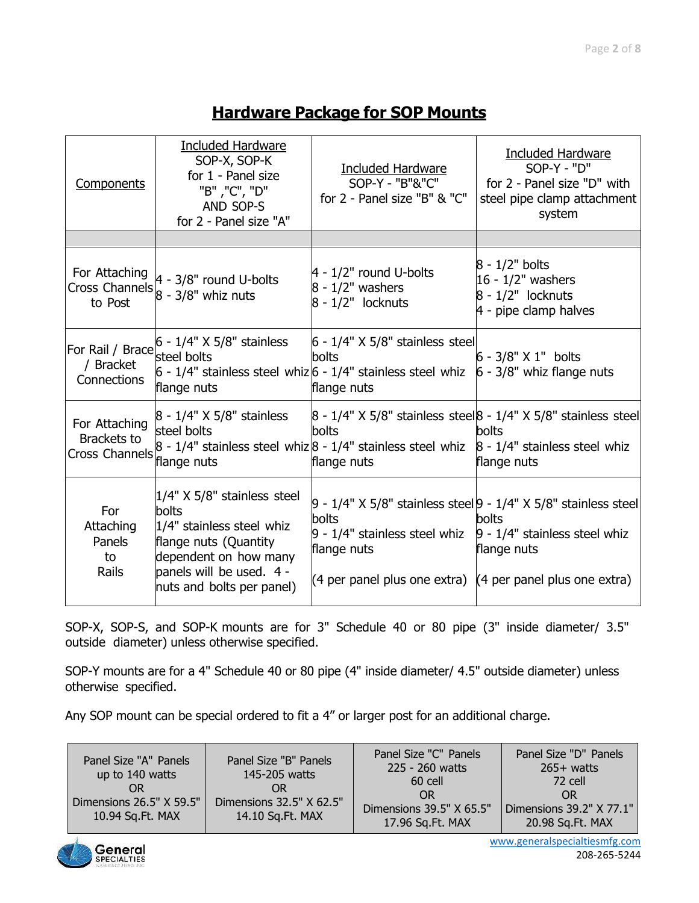# Hardware Package for SOP Mounts

| Components | Included Hardware SOP-X, SOP-K for 1 - Panel size "B" ,"C", "D" AND SOP-S for 2 - Panel size "A" | Included Hardware SOP-Y - "B"&"C" for 2 - Panel size "B" & "C" | Included Hardware SOP-Y - "D" for 2 - Panel size "D" with steel pipe clamp attachment system |
|---|---|---|---|
| | | | |
| For Attaching Cross Channels to Post | 4 - 3/8" round U-bolts<br>8 - 3/8" whiz nuts | 4 - 1/2" round U-bolts<br>8 - 1/2" washers<br>8 - 1/2" locknuts | 8 - 1/2" bolts<br>16 - 1/2" washers<br>8 - 1/2" locknuts<br>4 - pipe clamp halves |
| For Rail / Brace / Bracket Connections | 6 - 1/4" X 5/8" stainless steel bolts<br>6 - 1/4" stainless steel whiz flange nuts | 6 - 1/4" X 5/8" stainless steel bolts<br>6 - 1/4" stainless steel whiz flange nuts | 6 - 3/8" X 1" bolts<br>6 - 3/8" whiz flange nuts |
| For Attaching Brackets to Cross Channels | 8 - 1/4" X 5/8" stainless steel bolts<br>8 - 1/4" stainless steel whiz flange nuts | 8 - 1/4" X 5/8" stainless steel bolts<br>8 - 1/4" stainless steel whiz flange nuts | 8 - 1/4" X 5/8" stainless steel bolts<br>8 - 1/4" stainless steel whiz flange nuts |
| For Attaching Panels to Rails | 1/4" X 5/8" stainless steel bolts<br>1/4" stainless steel whiz flange nuts (Quantity dependent on how many panels will be used. 4 - nuts and bolts per panel) | 9 - 1/4" X 5/8" stainless steel bolts<br>9 - 1/4" stainless steel whiz flange nuts<br><br>(4 per panel plus one extra) | 9 - 1/4" X 5/8" stainless steel bolts<br>9 - 1/4" stainless steel whiz flange nuts<br><br>(4 per panel plus one extra) |

SOP-X, SOP-S, and SOP-K mounts are for 3" Schedule 40 or 80 pipe (3" inside diameter/ 3.5" outside diameter) unless otherwise specified.

SOP-Y mounts are for a 4" Schedule 40 or 80 pipe (4" inside diameter/ 4.5" outside diameter) unless otherwise specified.

Any SOP mount can be special ordered to fit a 4" or larger post for an additional charge.

| Panel Size "A" Panels up to 140 watts OR Dimensions 26.5" X 59.5" 10.94 Sq.Ft. MAX | Panel Size "B" Panels 145-205 watts OR Dimensions 32.5" X 62.5" 14.10 Sq.Ft. MAX | Panel Size "C" Panels 225 - 260 watts 60 cell OR Dimensions 39.5" X 65.5" 17.96 Sq.Ft. MAX | Panel Size "D" Panels 265+ watts 72 cell OR Dimensions 39.2" X 77.1" 20.98 Sq.Ft. MAX |
|---|---|---|---|

www.generalspecialtiesmfg.com
208-265-5244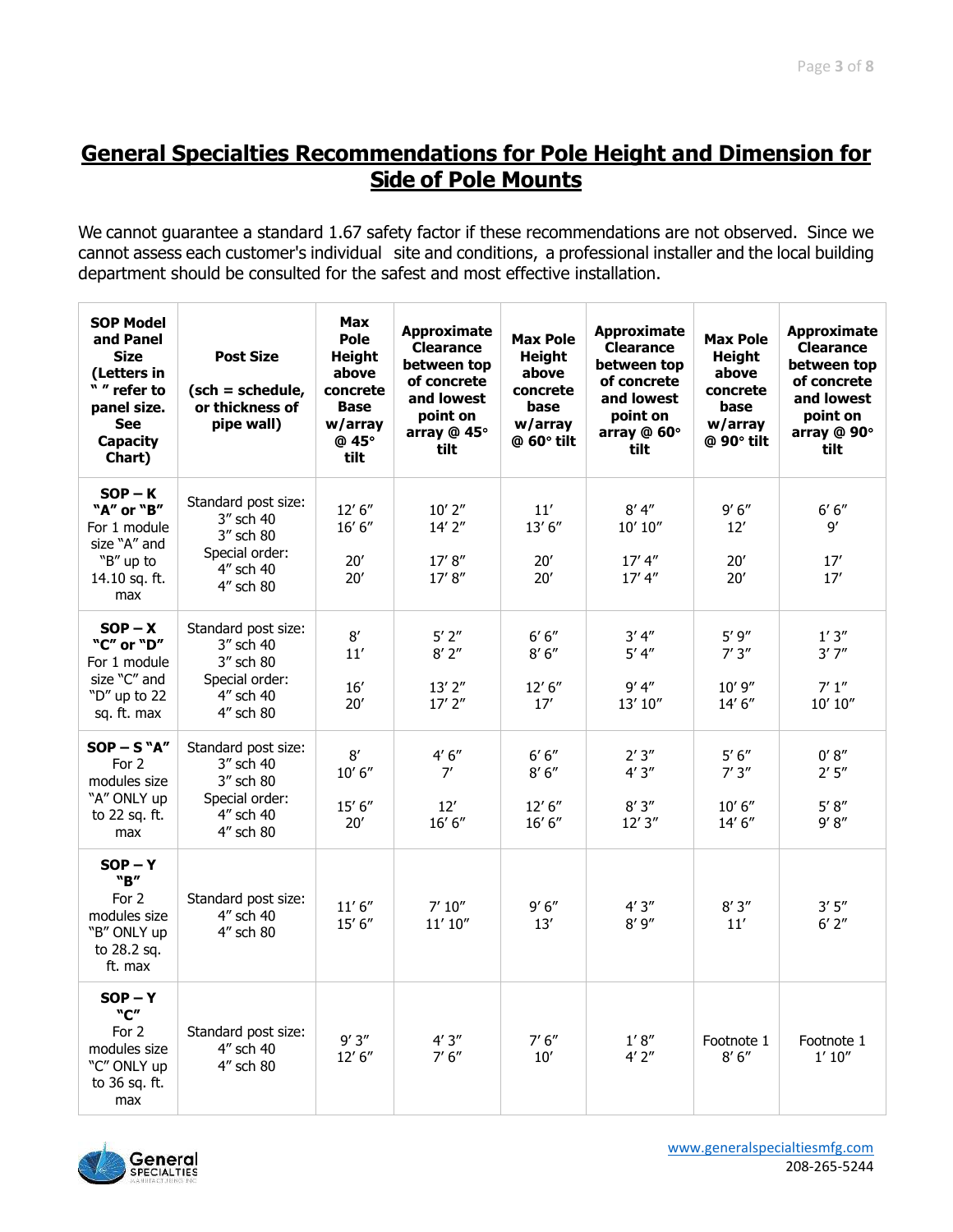# General Specialties Recommendations for Pole Height and Dimension for Side of Pole Mounts

We cannot guarantee a standard 1.67 safety factor if these recommendations are not observed. Since we cannot assess each customer's individual site and conditions, a professional installer and the local building department should be consulted for the safest and most effective installation.

| SOP Model and Panel Size (Letters in " " refer to panel size. See Capacity Chart) | Post Size (sch = schedule, or thickness of pipe wall) | Max Pole Height above concrete Base w/array @ 45° tilt | Approximate Clearance between top of concrete and lowest point on array @ 45° tilt | Max Pole Height above concrete base w/array @ 60° tilt | Approximate Clearance between top of concrete and lowest point on array @ 60° tilt | Max Pole Height above concrete base w/array @ 90° tilt | Approximate Clearance between top of concrete and lowest point on array @ 90° tilt |
|---|---|---|---|---|---|---|---|
| **SOP – K "A" or "B"** For 1 module size "A" and "B" up to 14.10 sq. ft. max | Standard post size:<br>3" sch 40<br>3" sch 80<br>Special order:<br>4" sch 40<br>4" sch 80 | 12' 6"<br>16' 6"<br><br>20'<br>20' | 10' 2"<br>14' 2"<br><br>17' 8"<br>17' 8" | 11'<br>13' 6"<br><br>20'<br>20' | 8' 4"<br>10' 10"<br><br>17' 4"<br>17' 4" | 9' 6"<br>12'<br><br>20'<br>20' | 6' 6"<br>9'<br><br>17'<br>17' |
| **SOP – X "C" or "D"** For 1 module size "C" and "D" up to 22 sq. ft. max | Standard post size:<br>3" sch 40<br>3" sch 80<br>Special order:<br>4" sch 40<br>4" sch 80 | 8'<br>11'<br><br>16'<br>20' | 5' 2"<br>8' 2"<br><br>13' 2"<br>17' 2" | 6' 6"<br>8' 6"<br><br>12' 6"<br>17' | 3' 4"<br>5' 4"<br><br>9' 4"<br>13' 10" | 5' 9"<br>7' 3"<br><br>10' 9"<br>14' 6" | 1' 3"<br>3' 7"<br><br>7' 1"<br>10' 10" |
| **SOP – S "A"** For 2 modules size "A" ONLY up to 22 sq. ft. max | Standard post size:<br>3" sch 40<br>3" sch 80<br>Special order:<br>4" sch 40<br>4" sch 80 | 8'<br>10' 6"<br><br>15' 6"<br>20' | 4' 6"<br>7'<br><br>12'<br>16' 6" | 6' 6"<br>8' 6"<br><br>12' 6"<br>16' 6" | 2' 3"<br>4' 3"<br><br>8' 3"<br>12' 3" | 5' 6"<br>7' 3"<br><br>10' 6"<br>14' 6" | 0' 8"<br>2' 5"<br><br>5' 8"<br>9' 8" |
| **SOP – Y "B"** For 2 modules size "B" ONLY up to 28.2 sq. ft. max | Standard post size:<br>4" sch 40<br>4" sch 80 | 11' 6"<br>15' 6" | 7' 10"<br>11' 10" | 9' 6"<br>13' | 4' 3"<br>8' 9" | 8' 3"<br>11' | 3' 5"<br>6' 2" |
| **SOP – Y "C"** For 2 modules size "C" ONLY up to 36 sq. ft. max | Standard post size:<br>4" sch 40<br>4" sch 80 | 9' 3"<br>12' 6" | 4' 3"<br>7' 6" | 7' 6"<br>10' | 1' 8"<br>4' 2" | Footnote 1<br>8' 6" | Footnote 1<br>1' 10" |

www.generalspecialtiesmfg.com
208-265-5244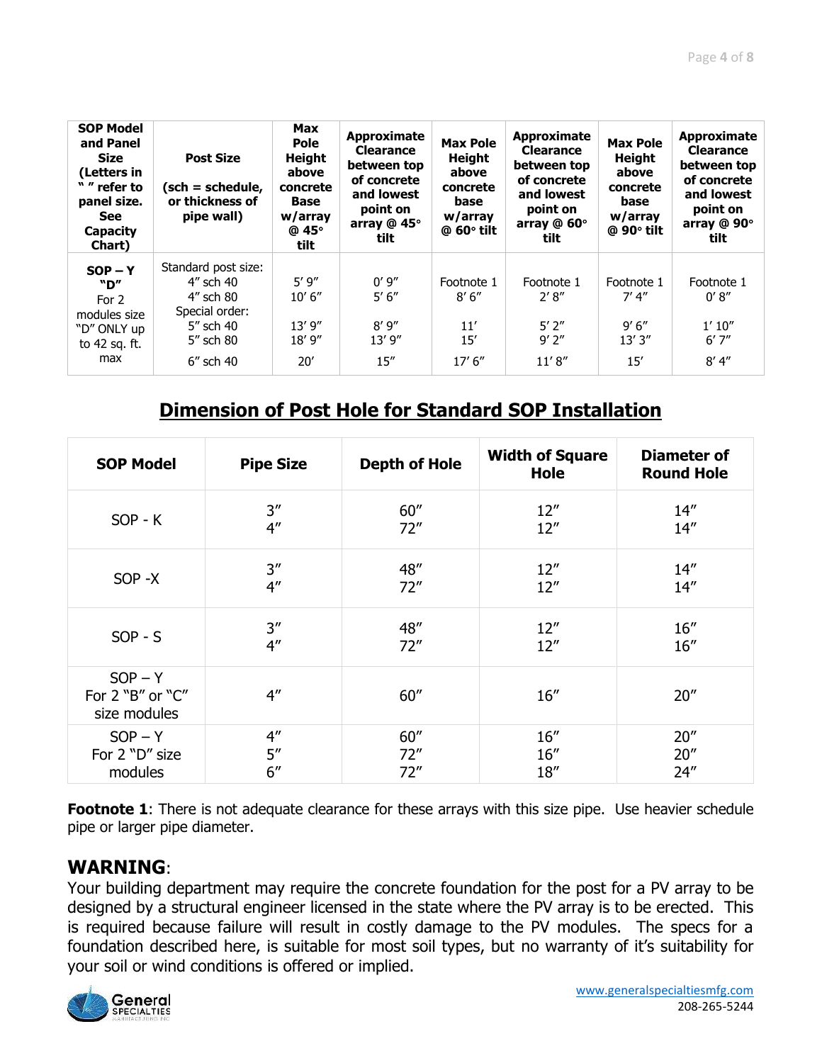| SOP Model and Panel Size (Letters in " " refer to panel size. See Capacity Chart) | Post Size (sch = schedule, or thickness of pipe wall) | Max Pole Height above concrete Base w/array @ 45° tilt | Approximate Clearance between top of concrete and lowest point on array @ 45° tilt | Max Pole Height above concrete base w/array @ 60° tilt | Approximate Clearance between top of concrete and lowest point on array @ 60° tilt | Max Pole Height above concrete base w/array @ 90° tilt | Approximate Clearance between top of concrete and lowest point on array @ 90° tilt |
|---|---|---|---|---|---|---|---|
| SOP – Y "D" For 2 modules size "D" ONLY up to 42 sq. ft. max | Standard post size:<br>4" sch 40<br>4" sch 80<br>Special order:<br>5" sch 40<br>5" sch 80<br>6" sch 40 | <br>5' 9"<br>10' 6"<br><br>13' 9"<br>18' 9"<br>20' | <br>0' 9"<br>5' 6"<br><br>8' 9"<br>13' 9"<br>15" | <br>Footnote 1<br>8' 6"<br><br>11'<br>15'<br>17' 6" | <br>Footnote 1<br>2' 8"<br><br>5' 2"<br>9' 2"<br>11' 8" | <br>Footnote 1<br>7' 4"<br><br>9' 6"<br>13' 3"<br>15' | <br>Footnote 1<br>0' 8"<br><br>1' 10"<br>6' 7"<br>8' 4" |

## Dimension of Post Hole for Standard SOP Installation

| SOP Model | Pipe Size | Depth of Hole | Width of Square Hole | Diameter of Round Hole |
|---|---|---|---|---|
| SOP - K | 3"<br>4" | 60"<br>72" | 12"<br>12" | 14"<br>14" |
| SOP -X | 3"<br>4" | 48"<br>72" | 12"<br>12" | 14"<br>14" |
| SOP - S | 3"<br>4" | 48"<br>72" | 12"<br>12" | 16"<br>16" |
| SOP – Y For 2 "B" or "C" size modules | 4" | 60" | 16" | 20" |
| SOP – Y For 2 "D" size modules | 4"<br>5"<br>6" | 60"<br>72"<br>72" | 16"<br>16"<br>18" | 20"<br>20"<br>24" |

**Footnote 1**: There is not adequate clearance for these arrays with this size pipe. Use heavier schedule pipe or larger pipe diameter.

## WARNING:

Your building department may require the concrete foundation for the post for a PV array to be designed by a structural engineer licensed in the state where the PV array is to be erected. This is required because failure will result in costly damage to the PV modules. The specs for a foundation described here, is suitable for most soil types, but no warranty of it's suitability for your soil or wind conditions is offered or implied.

www.generalspecialtiesmfg.com
208-265-5244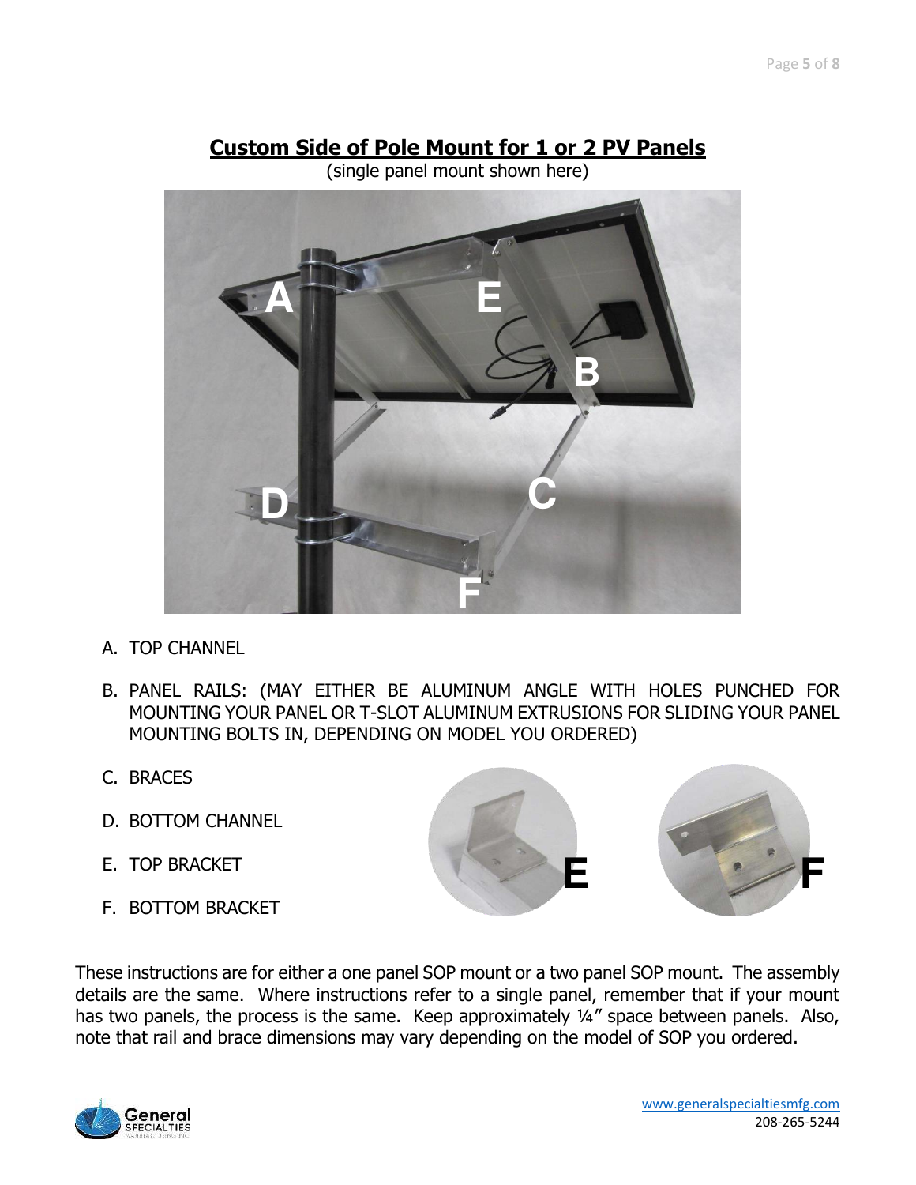## Custom Side of Pole Mount for 1 or 2 PV Panels

(single panel mount shown here)

A. TOP CHANNEL

B. PANEL RAILS: (MAY EITHER BE ALUMINUM ANGLE WITH HOLES PUNCHED FOR MOUNTING YOUR PANEL OR T-SLOT ALUMINUM EXTRUSIONS FOR SLIDING YOUR PANEL MOUNTING BOLTS IN, DEPENDING ON MODEL YOU ORDERED)

C. BRACES

D. BOTTOM CHANNEL

E. TOP BRACKET

F. BOTTOM BRACKET

These instructions are for either a one panel SOP mount or a two panel SOP mount. The assembly details are the same. Where instructions refer to a single panel, remember that if your mount has two panels, the process is the same. Keep approximately ¼" space between panels. Also, note that rail and brace dimensions may vary depending on the model of SOP you ordered.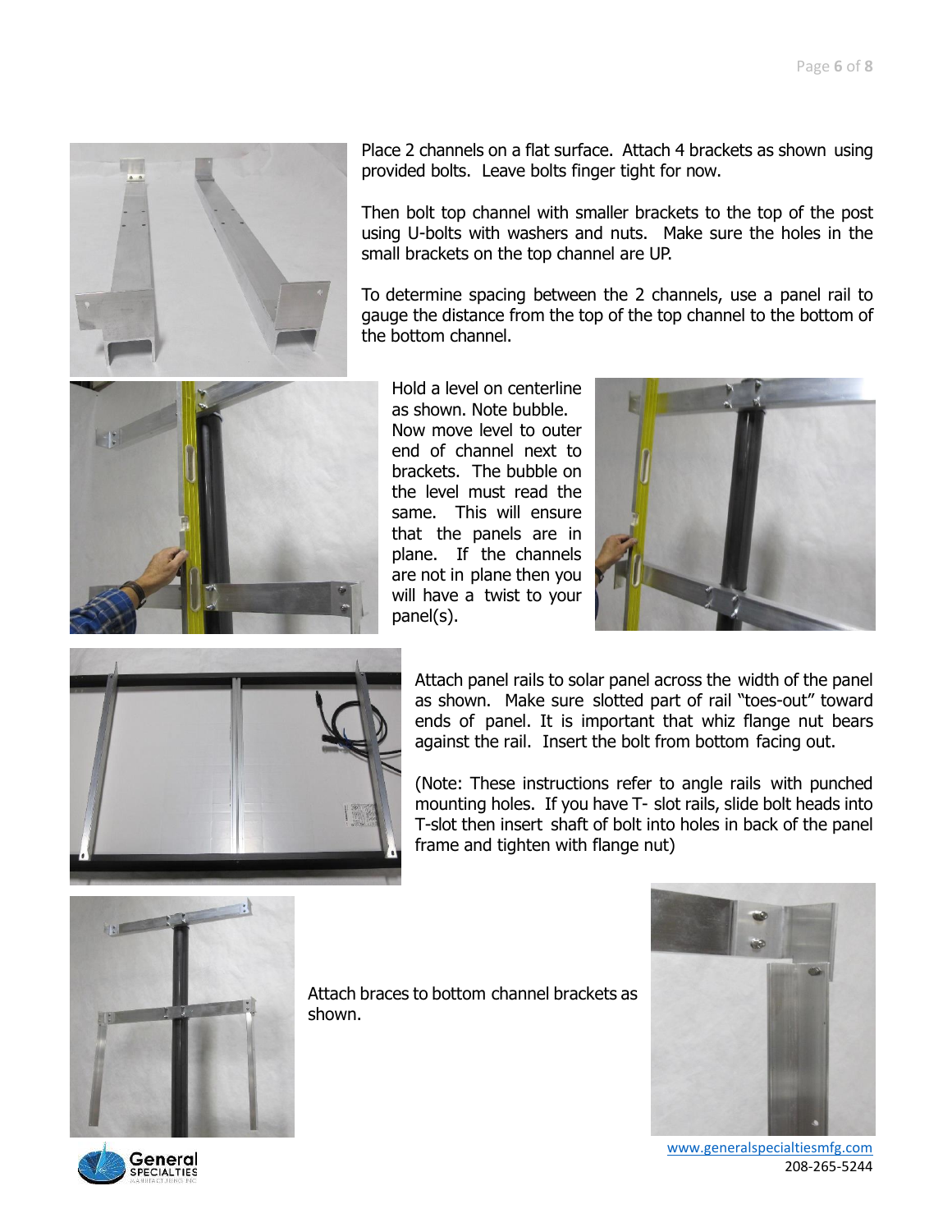Place 2 channels on a flat surface. Attach 4 brackets as shown using provided bolts. Leave bolts finger tight for now.

Then bolt top channel with smaller brackets to the top of the post using U-bolts with washers and nuts. Make sure the holes in the small brackets on the top channel are UP.

To determine spacing between the 2 channels, use a panel rail to gauge the distance from the top of the top channel to the bottom of the bottom channel.

Hold a level on centerline as shown. Note bubble. Now move level to outer end of channel next to brackets. The bubble on the level must read the same. This will ensure that the panels are in plane. If the channels are not in plane then you will have a twist to your panel(s).

Attach panel rails to solar panel across the width of the panel as shown. Make sure slotted part of rail "toes-out" toward ends of panel. It is important that whiz flange nut bears against the rail. Insert the bolt from bottom facing out.

(Note: These instructions refer to angle rails with punched mounting holes. If you have T- slot rails, slide bolt heads into T-slot then insert shaft of bolt into holes in back of the panel frame and tighten with flange nut)

Attach braces to bottom channel brackets as shown.

www.generalspecialtiesmfg.com
208-265-5244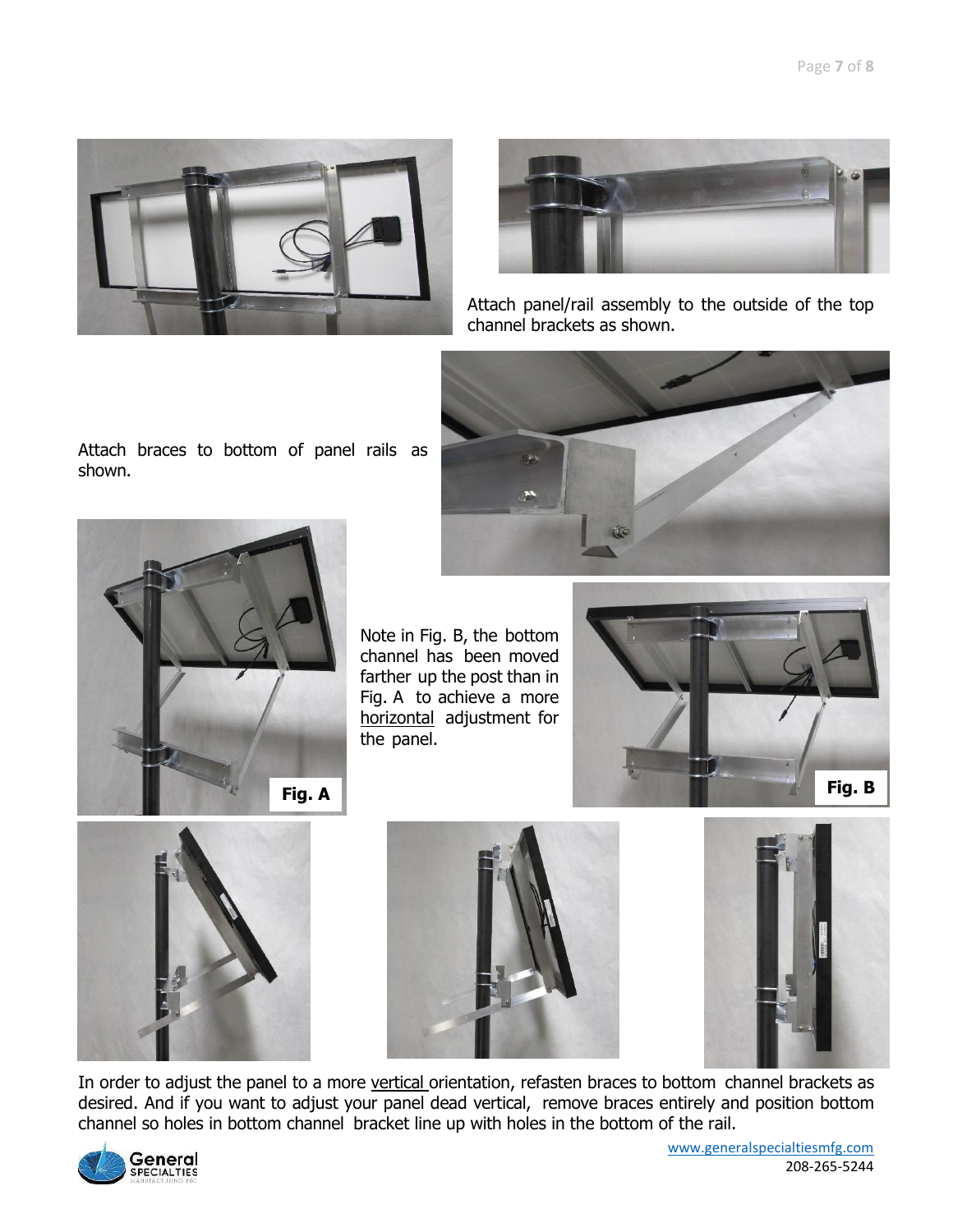Attach panel/rail assembly to the outside of the top channel brackets as shown.

Attach braces to bottom of panel rails as shown.

Note in Fig. B, the bottom channel has been moved farther up the post than in Fig. A to achieve a more <u>horizontal</u> adjustment for the panel.

Fig. A

Fig. B

In order to adjust the panel to a more <u>vertical</u> orientation, refasten braces to bottom channel brackets as desired. And if you want to adjust your panel dead vertical, remove braces entirely and position bottom channel so holes in bottom channel bracket line up with holes in the bottom of the rail.

www.generalspecialtiesmfg.com
208-265-5244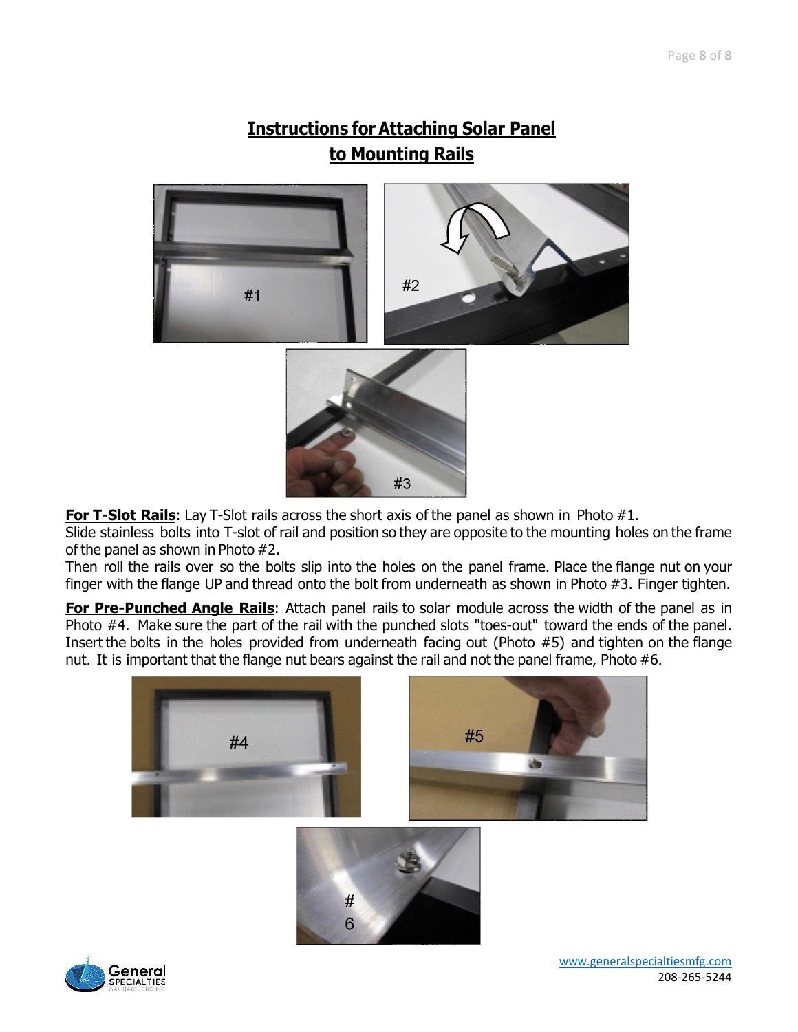# Instructions for Attaching Solar Panel to Mounting Rails

#1

#2

#3

**For T-Slot Rails**: Lay T-Slot rails across the short axis of the panel as shown in Photo #1.
Slide stainless bolts into T-slot of rail and position so they are opposite to the mounting holes on the frame of the panel as shown in Photo #2.
Then roll the rails over so the bolts slip into the holes on the panel frame. Place the flange nut on your finger with the flange UP and thread onto the bolt from underneath as shown in Photo #3. Finger tighten.

**For Pre-Punched Angle Rails**: Attach panel rails to solar module across the width of the panel as in Photo #4. Make sure the part of the rail with the punched slots "toes-out" toward the ends of the panel. Insert the bolts in the holes provided from underneath facing out (Photo #5) and tighten on the flange nut. It is important that the flange nut bears against the rail and not the panel frame, Photo #6.

#4

#5

#6

www.generalspecialtiesmfg.com
208-265-5244